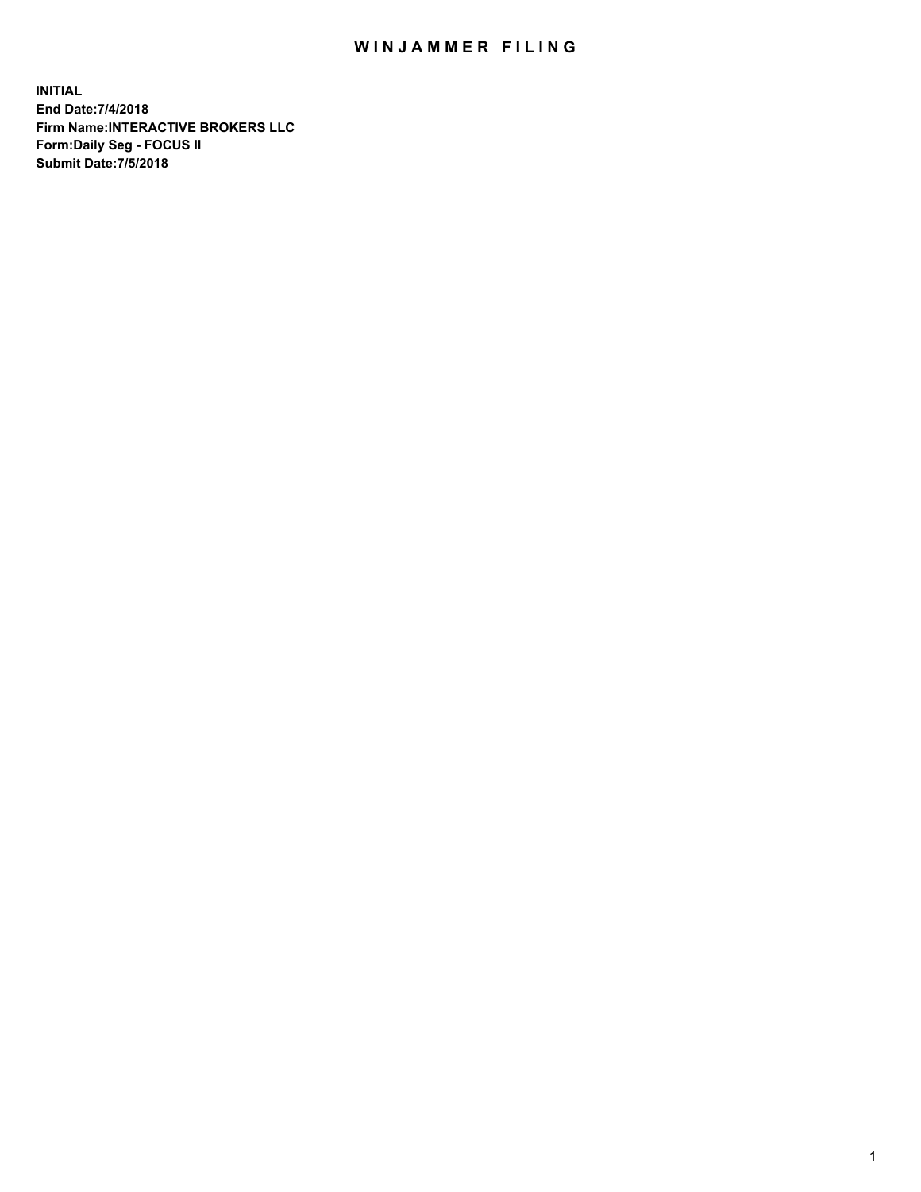# WINJAMMER FILING

**INITIAL**
**End Date:7/4/2018**
**Firm Name:INTERACTIVE BROKERS LLC**
**Form:Daily Seg - FOCUS II**
**Submit Date:7/5/2018**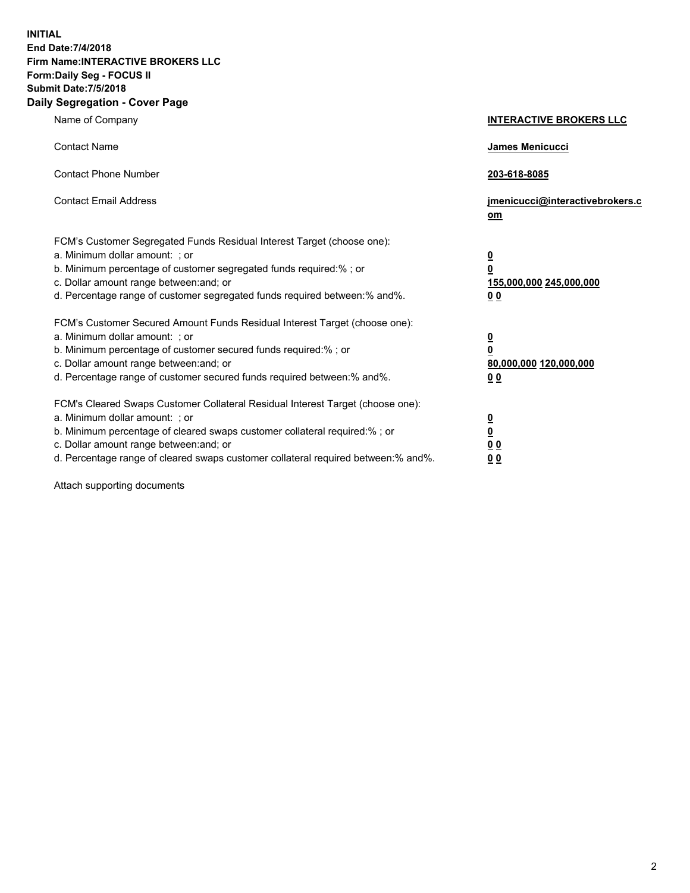**INITIAL**
**End Date:7/4/2018**
**Firm Name:INTERACTIVE BROKERS LLC**
**Form:Daily Seg - FOCUS II**
**Submit Date:7/5/2018**
**Daily Segregation - Cover Page**

| | |
|---|---|
| Name of Company | **INTERACTIVE BROKERS LLC** |
| Contact Name | **James Menicucci** |
| Contact Phone Number | **203-618-8085** |
| Contact Email Address | **jmenicucci@interactivebrokers.com** |
| FCM's Customer Segregated Funds Residual Interest Target (choose one): | |
| a. Minimum dollar amount: ; or | **0** |
| b. Minimum percentage of customer segregated funds required:% ; or | **0** |
| c. Dollar amount range between:and; or | **155,000,000 245,000,000** |
| d. Percentage range of customer segregated funds required between:% and%. | **0 0** |
| FCM's Customer Secured Amount Funds Residual Interest Target (choose one): | |
| a. Minimum dollar amount: ; or | **0** |
| b. Minimum percentage of customer secured funds required:% ; or | **0** |
| c. Dollar amount range between:and; or | **80,000,000 120,000,000** |
| d. Percentage range of customer secured funds required between:% and%. | **0 0** |
| FCM's Cleared Swaps Customer Collateral Residual Interest Target (choose one): | |
| a. Minimum dollar amount: ; or | **0** |
| b. Minimum percentage of cleared swaps customer collateral required:% ; or | **0** |
| c. Dollar amount range between:and; or | **0 0** |
| d. Percentage range of cleared swaps customer collateral required between:% and%. | **0 0** |

Attach supporting documents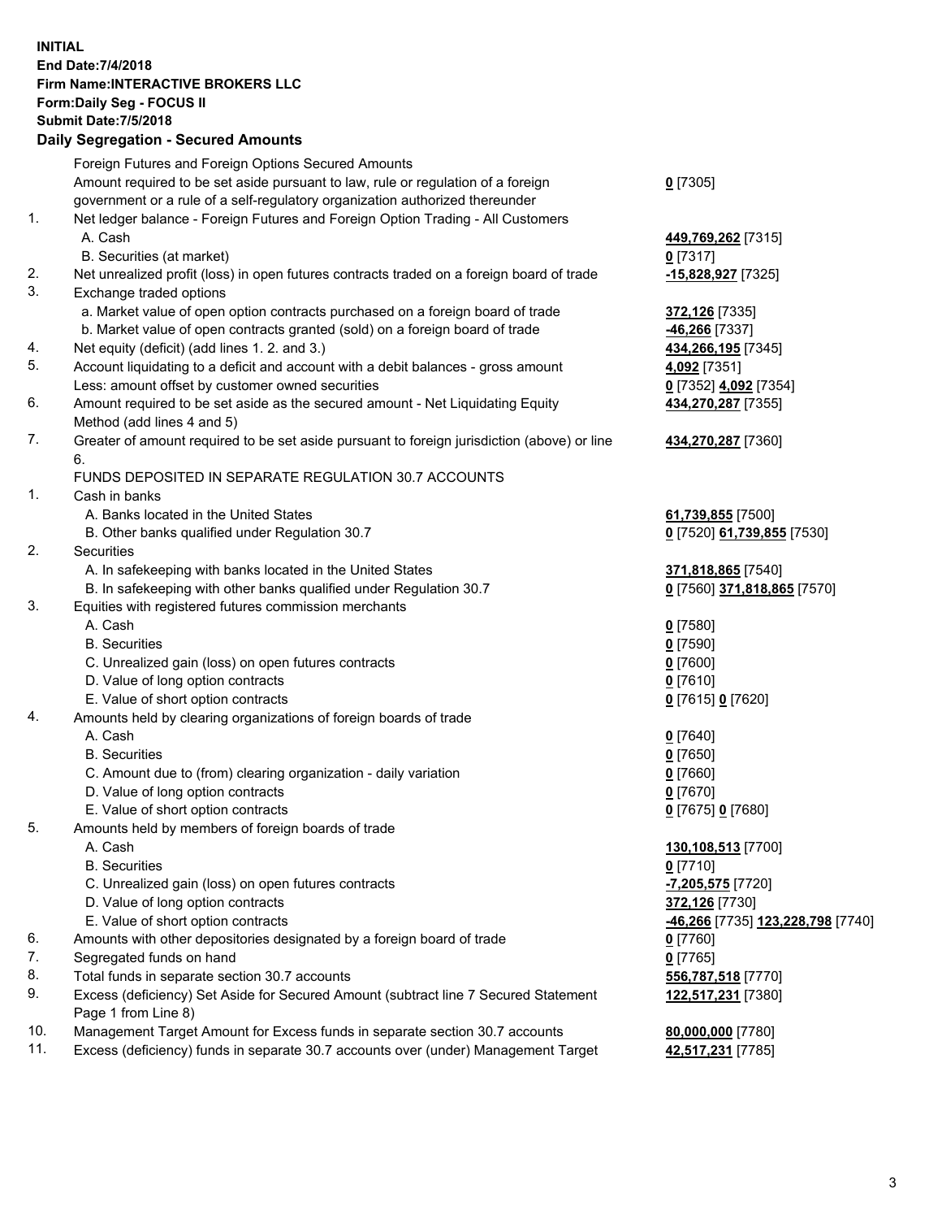**INITIAL**
**End Date:7/4/2018**
**Firm Name:INTERACTIVE BROKERS LLC**
**Form:Daily Seg - FOCUS II**
**Submit Date:7/5/2018**

**Daily Segregation - Secured Amounts**

| | | |
|---|---|---|
| | Foreign Futures and Foreign Options Secured Amounts | |
| | Amount required to be set aside pursuant to law, rule or regulation of a foreign government or a rule of a self-regulatory organization authorized thereunder | **0** [7305] |
| 1. | Net ledger balance - Foreign Futures and Foreign Option Trading - All Customers | |
| | A. Cash | **449,769,262** [7315] |
| | B. Securities (at market) | **0** [7317] |
| 2. | Net unrealized profit (loss) in open futures contracts traded on a foreign board of trade | **-15,828,927** [7325] |
| 3. | Exchange traded options | |
| | a. Market value of open option contracts purchased on a foreign board of trade | **372,126** [7335] |
| | b. Market value of open contracts granted (sold) on a foreign board of trade | **-46,266** [7337] |
| 4. | Net equity (deficit) (add lines 1. 2. and 3.) | **434,266,195** [7345] |
| 5. | Account liquidating to a deficit and account with a debit balances - gross amount | **4,092** [7351] |
| | Less: amount offset by customer owned securities | **0** [7352] **4,092** [7354] |
| 6. | Amount required to be set aside as the secured amount - Net Liquidating Equity Method (add lines 4 and 5) | **434,270,287** [7355] |
| 7. | Greater of amount required to be set aside pursuant to foreign jurisdiction (above) or line 6. | **434,270,287** [7360] |
| | FUNDS DEPOSITED IN SEPARATE REGULATION 30.7 ACCOUNTS | |
| 1. | Cash in banks | |
| | A. Banks located in the United States | **61,739,855** [7500] |
| | B. Other banks qualified under Regulation 30.7 | **0** [7520] **61,739,855** [7530] |
| 2. | Securities | |
| | A. In safekeeping with banks located in the United States | **371,818,865** [7540] |
| | B. In safekeeping with other banks qualified under Regulation 30.7 | **0** [7560] **371,818,865** [7570] |
| 3. | Equities with registered futures commission merchants | |
| | A. Cash | **0** [7580] |
| | B. Securities | **0** [7590] |
| | C. Unrealized gain (loss) on open futures contracts | **0** [7600] |
| | D. Value of long option contracts | **0** [7610] |
| | E. Value of short option contracts | **0** [7615] **0** [7620] |
| 4. | Amounts held by clearing organizations of foreign boards of trade | |
| | A. Cash | **0** [7640] |
| | B. Securities | **0** [7650] |
| | C. Amount due to (from) clearing organization - daily variation | **0** [7660] |
| | D. Value of long option contracts | **0** [7670] |
| | E. Value of short option contracts | **0** [7675] **0** [7680] |
| 5. | Amounts held by members of foreign boards of trade | |
| | A. Cash | **130,108,513** [7700] |
| | B. Securities | **0** [7710] |
| | C. Unrealized gain (loss) on open futures contracts | **-7,205,575** [7720] |
| | D. Value of long option contracts | **372,126** [7730] |
| | E. Value of short option contracts | **-46,266** [7735] **123,228,798** [7740] |
| 6. | Amounts with other depositories designated by a foreign board of trade | **0** [7760] |
| 7. | Segregated funds on hand | **0** [7765] |
| 8. | Total funds in separate section 30.7 accounts | **556,787,518** [7770] |
| 9. | Excess (deficiency) Set Aside for Secured Amount (subtract line 7 Secured Statement Page 1 from Line 8) | **122,517,231** [7380] |
| 10. | Management Target Amount for Excess funds in separate section 30.7 accounts | **80,000,000** [7780] |
| 11. | Excess (deficiency) funds in separate 30.7 accounts over (under) Management Target | **42,517,231** [7785] |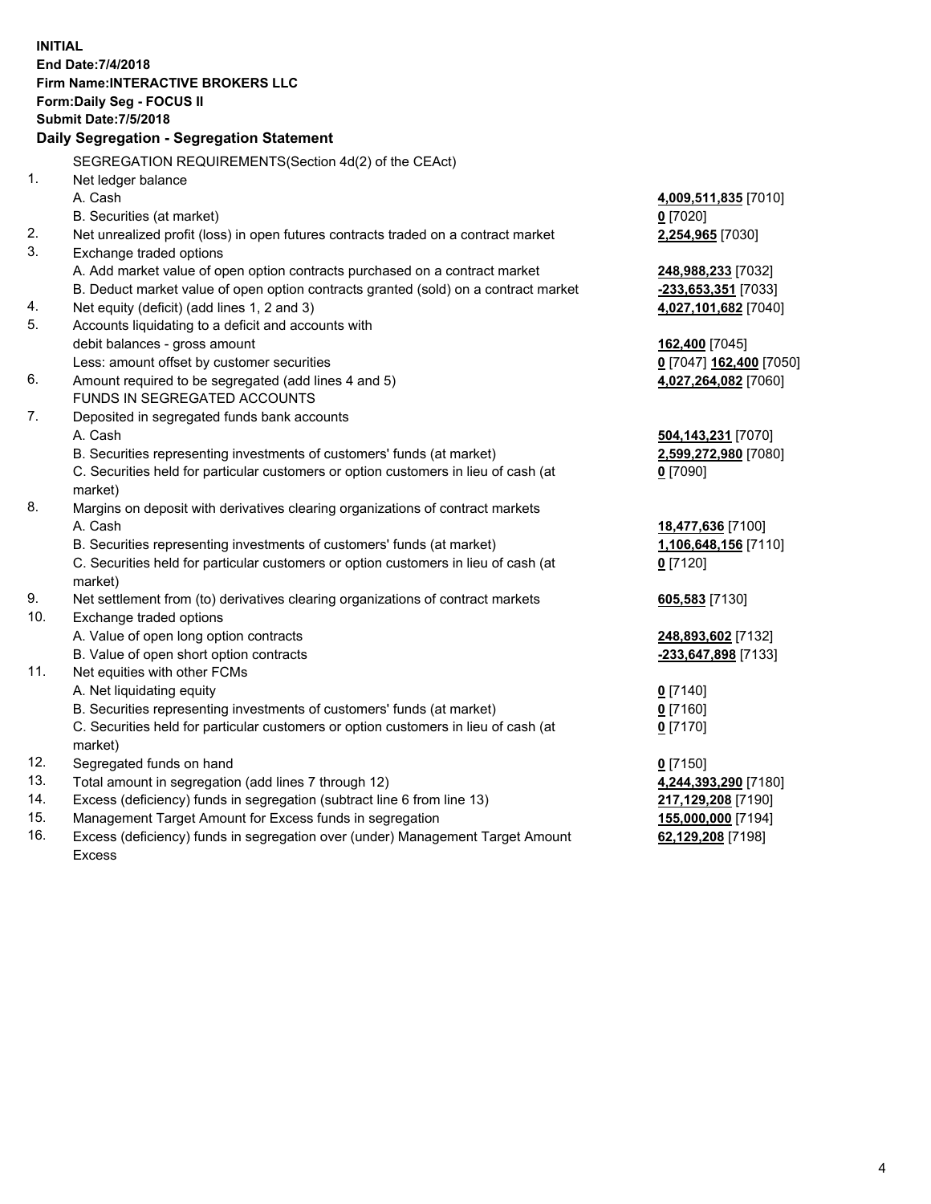**INITIAL**
**End Date:7/4/2018**
**Firm Name:INTERACTIVE BROKERS LLC**
**Form:Daily Seg - FOCUS II**
**Submit Date:7/5/2018**
**Daily Segregation - Segregation Statement**

SEGREGATION REQUIREMENTS(Section 4d(2) of the CEAct)

| | | |
|---|---|---|
| 1. | Net ledger balance | |
| | A. Cash | **4,009,511,835** [7010] |
| | B. Securities (at market) | **0** [7020] |
| 2. | Net unrealized profit (loss) in open futures contracts traded on a contract market | **2,254,965** [7030] |
| 3. | Exchange traded options | |
| | A. Add market value of open option contracts purchased on a contract market | **248,988,233** [7032] |
| | B. Deduct market value of open option contracts granted (sold) on a contract market | **-233,653,351** [7033] |
| 4. | Net equity (deficit) (add lines 1, 2 and 3) | **4,027,101,682** [7040] |
| 5. | Accounts liquidating to a deficit and accounts with debit balances - gross amount | **162,400** [7045] |
| | Less: amount offset by customer securities | **0** [7047] **162,400** [7050] |
| 6. | Amount required to be segregated (add lines 4 and 5) | **4,027,264,082** [7060] |
| | FUNDS IN SEGREGATED ACCOUNTS | |
| 7. | Deposited in segregated funds bank accounts | |
| | A. Cash | **504,143,231** [7070] |
| | B. Securities representing investments of customers' funds (at market) | **2,599,272,980** [7080] |
| | C. Securities held for particular customers or option customers in lieu of cash (at market) | **0** [7090] |
| 8. | Margins on deposit with derivatives clearing organizations of contract markets | |
| | A. Cash | **18,477,636** [7100] |
| | B. Securities representing investments of customers' funds (at market) | **1,106,648,156** [7110] |
| | C. Securities held for particular customers or option customers in lieu of cash (at market) | **0** [7120] |
| 9. | Net settlement from (to) derivatives clearing organizations of contract markets | **605,583** [7130] |
| 10. | Exchange traded options | |
| | A. Value of open long option contracts | **248,893,602** [7132] |
| | B. Value of open short option contracts | **-233,647,898** [7133] |
| 11. | Net equities with other FCMs | |
| | A. Net liquidating equity | **0** [7140] |
| | B. Securities representing investments of customers' funds (at market) | **0** [7160] |
| | C. Securities held for particular customers or option customers in lieu of cash (at market) | **0** [7170] |
| 12. | Segregated funds on hand | **0** [7150] |
| 13. | Total amount in segregation (add lines 7 through 12) | **4,244,393,290** [7180] |
| 14. | Excess (deficiency) funds in segregation (subtract line 6 from line 13) | **217,129,208** [7190] |
| 15. | Management Target Amount for Excess funds in segregation | **155,000,000** [7194] |
| 16. | Excess (deficiency) funds in segregation over (under) Management Target Amount Excess | **62,129,208** [7198] |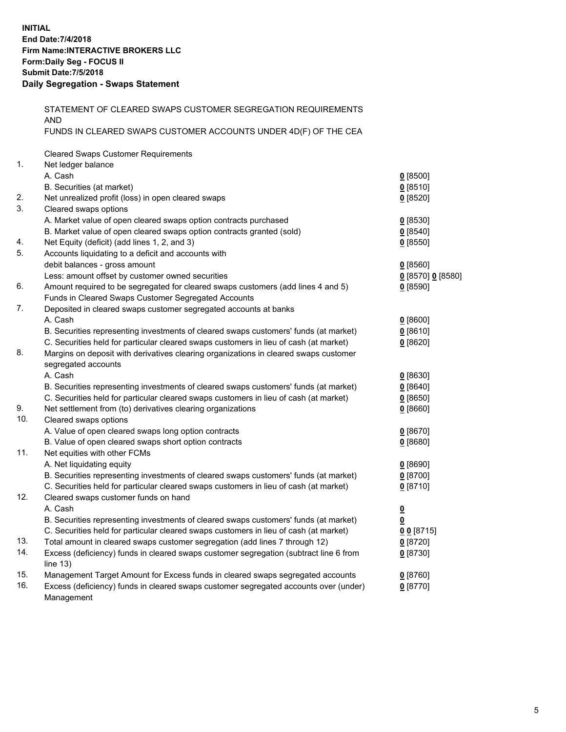**INITIAL**
**End Date:7/4/2018**
**Firm Name:INTERACTIVE BROKERS LLC**
**Form:Daily Seg - FOCUS II**
**Submit Date:7/5/2018**
**Daily Segregation - Swaps Statement**

STATEMENT OF CLEARED SWAPS CUSTOMER SEGREGATION REQUIREMENTS AND FUNDS IN CLEARED SWAPS CUSTOMER ACCOUNTS UNDER 4D(F) OF THE CEA

| | | |
|---|---|---|
| | Cleared Swaps Customer Requirements | |
| 1. | Net ledger balance | |
| | A. Cash | 0 [8500] |
| | B. Securities (at market) | 0 [8510] |
| 2. | Net unrealized profit (loss) in open cleared swaps | 0 [8520] |
| 3. | Cleared swaps options | |
| | A. Market value of open cleared swaps option contracts purchased | 0 [8530] |
| | B. Market value of open cleared swaps option contracts granted (sold) | 0 [8540] |
| 4. | Net Equity (deficit) (add lines 1, 2, and 3) | 0 [8550] |
| 5. | Accounts liquidating to a deficit and accounts with | |
| | debit balances - gross amount | 0 [8560] |
| | Less: amount offset by customer owned securities | 0 [8570] 0 [8580] |
| 6. | Amount required to be segregated for cleared swaps customers (add lines 4 and 5) | 0 [8590] |
| | Funds in Cleared Swaps Customer Segregated Accounts | |
| 7. | Deposited in cleared swaps customer segregated accounts at banks | |
| | A. Cash | 0 [8600] |
| | B. Securities representing investments of cleared swaps customers' funds (at market) | 0 [8610] |
| | C. Securities held for particular cleared swaps customers in lieu of cash (at market) | 0 [8620] |
| 8. | Margins on deposit with derivatives clearing organizations in cleared swaps customer segregated accounts | |
| | A. Cash | 0 [8630] |
| | B. Securities representing investments of cleared swaps customers' funds (at market) | 0 [8640] |
| | C. Securities held for particular cleared swaps customers in lieu of cash (at market) | 0 [8650] |
| 9. | Net settlement from (to) derivatives clearing organizations | 0 [8660] |
| 10. | Cleared swaps options | |
| | A. Value of open cleared swaps long option contracts | 0 [8670] |
| | B. Value of open cleared swaps short option contracts | 0 [8680] |
| 11. | Net equities with other FCMs | |
| | A. Net liquidating equity | 0 [8690] |
| | B. Securities representing investments of cleared swaps customers' funds (at market) | 0 [8700] |
| | C. Securities held for particular cleared swaps customers in lieu of cash (at market) | 0 [8710] |
| 12. | Cleared swaps customer funds on hand | |
| | A. Cash | 0 |
| | B. Securities representing investments of cleared swaps customers' funds (at market) | 0 |
| | C. Securities held for particular cleared swaps customers in lieu of cash (at market) | 0 0 [8715] |
| 13. | Total amount in cleared swaps customer segregation (add lines 7 through 12) | 0 [8720] |
| 14. | Excess (deficiency) funds in cleared swaps customer segregation (subtract line 6 from line 13) | 0 [8730] |
| 15. | Management Target Amount for Excess funds in cleared swaps segregated accounts | 0 [8760] |
| 16. | Excess (deficiency) funds in cleared swaps customer segregated accounts over (under) Management | 0 [8770] |